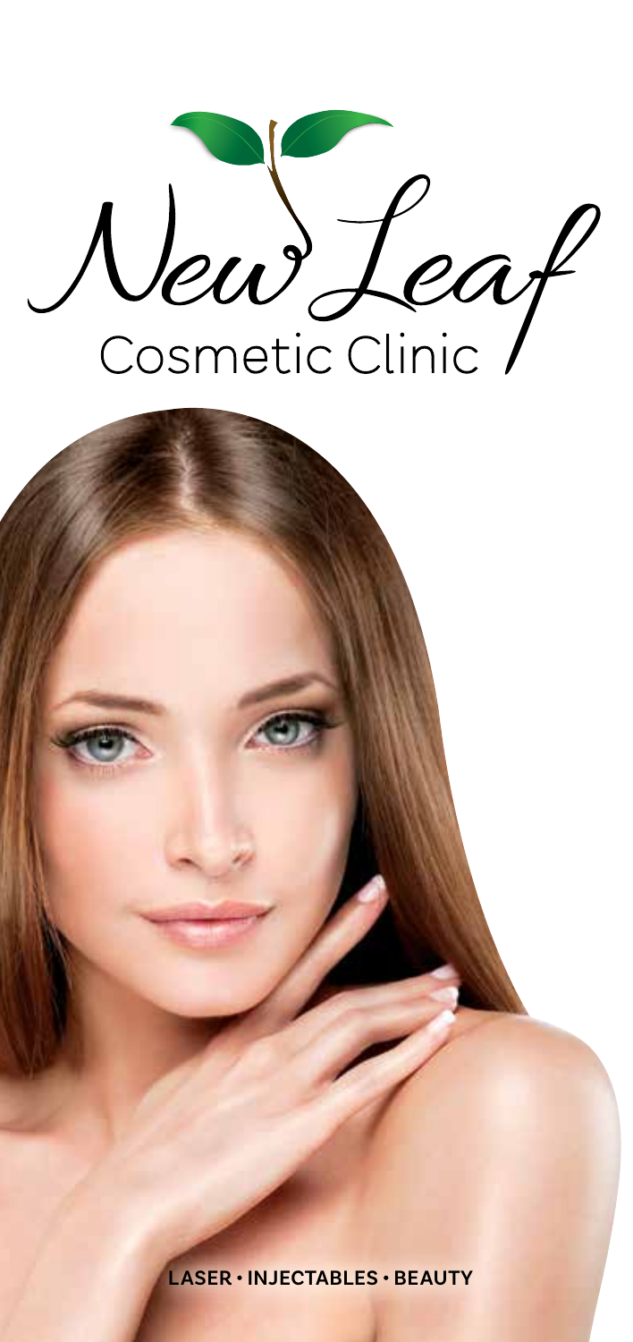# New Leaf

## Cosmetic Clinic

**LASER • INJECTABLES • BEAUTY**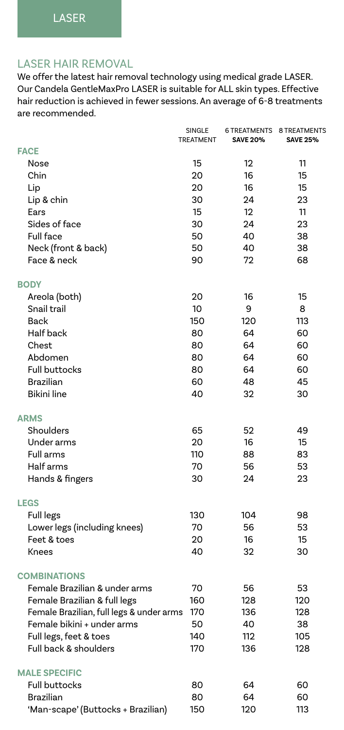# LASER

## LASER HAIR REMOVAL

We offer the latest hair removal technology using medical grade LASER. Our Candela GentleMaxPro LASER is suitable for ALL skin types. Effective hair reduction is achieved in fewer sessions. An average of 6-8 treatments are recommended.

| | SINGLE TREATMENT | 6 TREATMENTS **SAVE 20%** | 8 TREATMENTS **SAVE 25%** |
|---|---|---|---|
| **FACE** | | | |
| Nose | 15 | 12 | 11 |
| Chin | 20 | 16 | 15 |
| Lip | 20 | 16 | 15 |
| Lip & chin | 30 | 24 | 23 |
| Ears | 15 | 12 | 11 |
| Sides of face | 30 | 24 | 23 |
| Full face | 50 | 40 | 38 |
| Neck (front & back) | 50 | 40 | 38 |
| Face & neck | 90 | 72 | 68 |
| **BODY** | | | |
| Areola (both) | 20 | 16 | 15 |
| Snail trail | 10 | 9 | 8 |
| Back | 150 | 120 | 113 |
| Half back | 80 | 64 | 60 |
| Chest | 80 | 64 | 60 |
| Abdomen | 80 | 64 | 60 |
| Full buttocks | 80 | 64 | 60 |
| Brazilian | 60 | 48 | 45 |
| Bikini line | 40 | 32 | 30 |
| **ARMS** | | | |
| Shoulders | 65 | 52 | 49 |
| Under arms | 20 | 16 | 15 |
| Full arms | 110 | 88 | 83 |
| Half arms | 70 | 56 | 53 |
| Hands & fingers | 30 | 24 | 23 |
| **LEGS** | | | |
| Full legs | 130 | 104 | 98 |
| Lower legs (including knees) | 70 | 56 | 53 |
| Feet & toes | 20 | 16 | 15 |
| Knees | 40 | 32 | 30 |
| **COMBINATIONS** | | | |
| Female Brazilian & under arms | 70 | 56 | 53 |
| Female Brazilian & full legs | 160 | 128 | 120 |
| Female Brazilian, full legs & under arms | 170 | 136 | 128 |
| Female bikini + under arms | 50 | 40 | 38 |
| Full legs, feet & toes | 140 | 112 | 105 |
| Full back & shoulders | 170 | 136 | 128 |
| **MALE SPECIFIC** | | | |
| Full buttocks | 80 | 64 | 60 |
| Brazilian | 80 | 64 | 60 |
| 'Man-scape' (Buttocks + Brazilian) | 150 | 120 | 113 |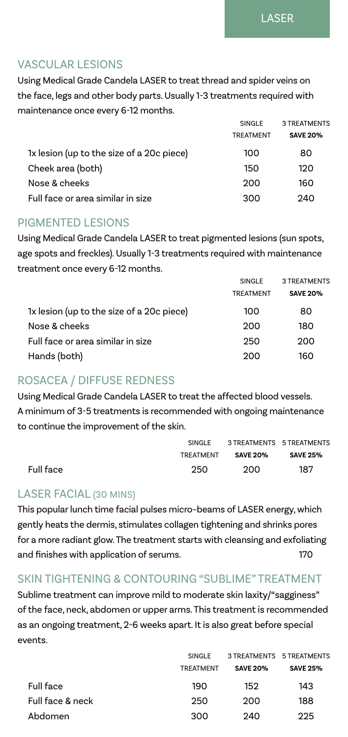# LASER

## VASCULAR LESIONS

Using Medical Grade Candela LASER to treat thread and spider veins on the face, legs and other body parts. Usually 1-3 treatments required with maintenance once every 6-12 months.

| | SINGLE TREATMENT | 3 TREATMENTS **SAVE 20%** |
|---|---|---|
| 1x lesion (up to the size of a 20c piece) | 100 | 80 |
| Cheek area (both) | 150 | 120 |
| Nose & cheeks | 200 | 160 |
| Full face or area similar in size | 300 | 240 |

## PIGMENTED LESIONS

Using Medical Grade Candela LASER to treat pigmented lesions (sun spots, age spots and freckles). Usually 1-3 treatments required with maintenance treatment once every 6-12 months.

| | SINGLE TREATMENT | 3 TREATMENTS **SAVE 20%** |
|---|---|---|
| 1x lesion (up to the size of a 20c piece) | 100 | 80 |
| Nose & cheeks | 200 | 180 |
| Full face or area similar in size | 250 | 200 |
| Hands (both) | 200 | 160 |

## ROSACEA / DIFFUSE REDNESS

Using Medical Grade Candela LASER to treat the affected blood vessels. A minimum of 3-5 treatments is recommended with ongoing maintenance to continue the improvement of the skin.

| | SINGLE TREATMENT | 3 TREATMENTS **SAVE 20%** | 5 TREATMENTS **SAVE 25%** |
|---|---|---|---|
| Full face | 250 | 200 | 187 |

## LASER FACIAL (30 MINS)

This popular lunch time facial pulses micro-beams of LASER energy, which gently heats the dermis, stimulates collagen tightening and shrinks pores for a more radiant glow. The treatment starts with cleansing and exfoliating and finishes with application of serums. 170

## SKIN TIGHTENING & CONTOURING "SUBLIME" TREATMENT

Sublime treatment can improve mild to moderate skin laxity/"sagginess" of the face, neck, abdomen or upper arms. This treatment is recommended as an ongoing treatment, 2-6 weeks apart. It is also great before special events.

| | SINGLE TREATMENT | 3 TREATMENTS **SAVE 20%** | 5 TREATMENTS **SAVE 25%** |
|---|---|---|---|
| Full face | 190 | 152 | 143 |
| Full face & neck | 250 | 200 | 188 |
| Abdomen | 300 | 240 | 225 |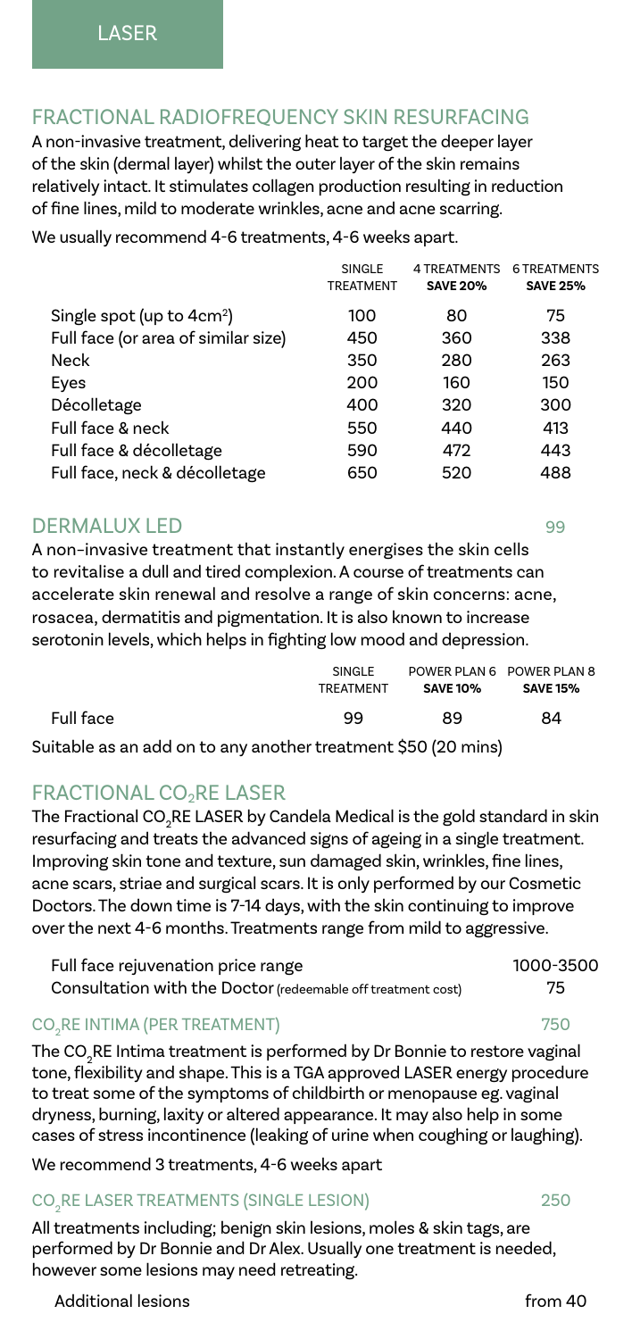# LASER

## FRACTIONAL RADIOFREQUENCY SKIN RESURFACING

A non-invasive treatment, delivering heat to target the deeper layer of the skin (dermal layer) whilst the outer layer of the skin remains relatively intact. It stimulates collagen production resulting in reduction of fine lines, mild to moderate wrinkles, acne and acne scarring.

We usually recommend 4-6 treatments, 4-6 weeks apart.

| | SINGLE TREATMENT | 4 TREATMENTS **SAVE 20%** | 6 TREATMENTS **SAVE 25%** |
|---|---|---|---|
| Single spot (up to $4cm^2$) | 100 | 80 | 75 |
| Full face (or area of similar size) | 450 | 360 | 338 |
| Neck | 350 | 280 | 263 |
| Eyes | 200 | 160 | 150 |
| Décolletage | 400 | 320 | 300 |
| Full face & neck | 550 | 440 | 413 |
| Full face & décolletage | 590 | 472 | 443 |
| Full face, neck & décolletage | 650 | 520 | 488 |

## DERMALUX LED 99

A non-invasive treatment that instantly energises the skin cells to revitalise a dull and tired complexion. A course of treatments can accelerate skin renewal and resolve a range of skin concerns: acne, rosacea, dermatitis and pigmentation. It is also known to increase serotonin levels, which helps in fighting low mood and depression.

| | SINGLE TREATMENT | POWER PLAN 6 **SAVE 10%** | POWER PLAN 8 **SAVE 15%** |
|---|---|---|---|
| Full face | 99 | 89 | 84 |

Suitable as an add on to any another treatment $50 (20 mins)

## FRACTIONAL $CO_2$RE LASER

The Fractional $CO_2$RE LASER by Candela Medical is the gold standard in skin resurfacing and treats the advanced signs of ageing in a single treatment. Improving skin tone and texture, sun damaged skin, wrinkles, fine lines, acne scars, striae and surgical scars. It is only performed by our Cosmetic Doctors. The down time is 7-14 days, with the skin continuing to improve over the next 4-6 months. Treatments range from mild to aggressive.

| | |
|---|---|
| Full face rejuvenation price range | 1000-3500 |
| Consultation with the Doctor (redeemable off treatment cost) | 75 |

### $CO_2$RE INTIMA (PER TREATMENT) 750

The $CO_2$RE Intima treatment is performed by Dr Bonnie to restore vaginal tone, flexibility and shape. This is a TGA approved LASER energy procedure to treat some of the symptoms of childbirth or menopause eg. vaginal dryness, burning, laxity or altered appearance. It may also help in some cases of stress incontinence (leaking of urine when coughing or laughing).

We recommend 3 treatments, 4-6 weeks apart

### $CO_2$RE LASER TREATMENTS (SINGLE LESION) 250

All treatments including; benign skin lesions, moles & skin tags, are performed by Dr Bonnie and Dr Alex. Usually one treatment is needed, however some lesions may need retreating.

| | |
|---|---|
| Additional lesions | from 40 |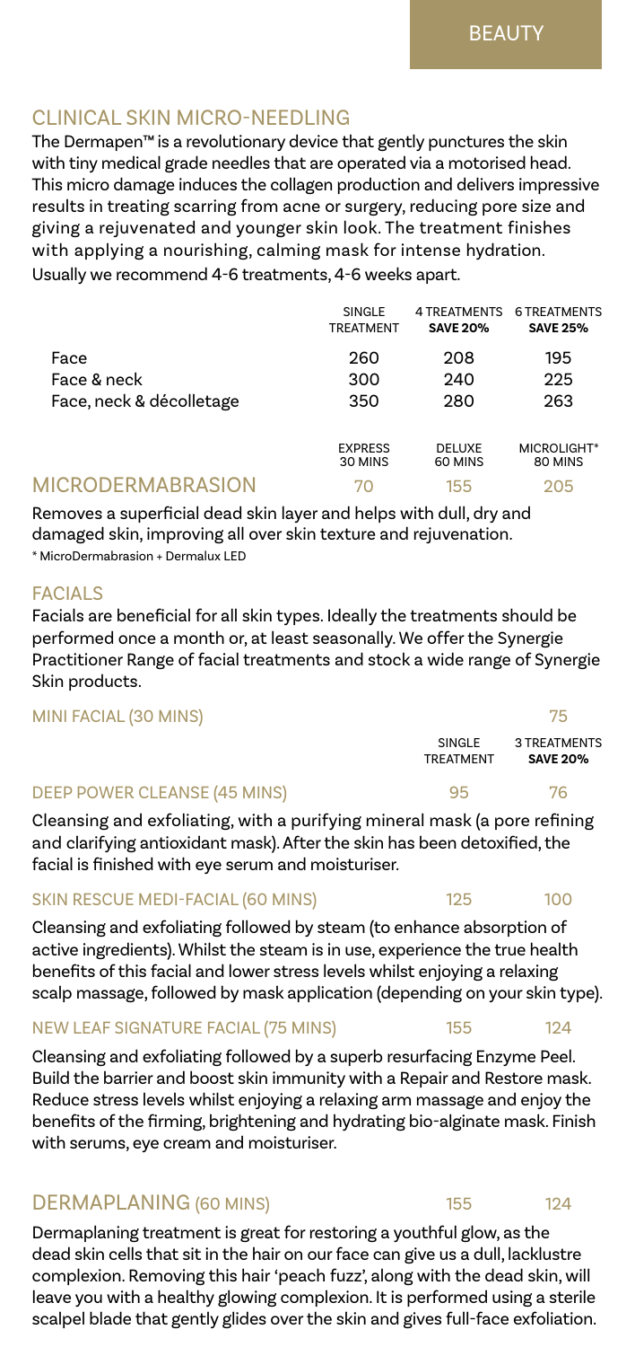## CLINICAL SKIN MICRO-NEEDLING

The Dermapen™ is a revolutionary device that gently punctures the skin with tiny medical grade needles that are operated via a motorised head. This micro damage induces the collagen production and delivers impressive results in treating scarring from acne or surgery, reducing pore size and giving a rejuvenated and younger skin look. The treatment finishes with applying a nourishing, calming mask for intense hydration. Usually we recommend 4-6 treatments, 4-6 weeks apart.

| | SINGLE TREATMENT | 4 TREATMENTS **SAVE 20%** | 6 TREATMENTS **SAVE 25%** |
|---|---|---|---|
| Face | 260 | 208 | 195 |
| Face & neck | 300 | 240 | 225 |
| Face, neck & décolletage | 350 | 280 | 263 |

| | EXPRESS 30 MINS | DELUXE 60 MINS | MICROLIGHT* 80 MINS |
|---|---|---|---|
| **MICRODERMABRASION** | 70 | 155 | 205 |

Removes a superficial dead skin layer and helps with dull, dry and damaged skin, improving all over skin texture and rejuvenation.

\* MicroDermabrasion + Dermalux LED

## FACIALS

Facials are beneficial for all skin types. Ideally the treatments should be performed once a month or, at least seasonally. We offer the Synergie Practitioner Range of facial treatments and stock a wide range of Synergie Skin products.

| | SINGLE TREATMENT | 3 TREATMENTS **SAVE 20%** |
|---|---|---|
| MINI FACIAL (30 MINS) | 75 | |
| DEEP POWER CLEANSE (45 MINS) | 95 | 76 |
| SKIN RESCUE MEDI-FACIAL (60 MINS) | 125 | 100 |
| NEW LEAF SIGNATURE FACIAL (75 MINS) | 155 | 124 |

### DEEP POWER CLEANSE (45 MINS)

Cleansing and exfoliating, with a purifying mineral mask (a pore refining and clarifying antioxidant mask). After the skin has been detoxified, the facial is finished with eye serum and moisturiser.

### SKIN RESCUE MEDI-FACIAL (60 MINS)

Cleansing and exfoliating followed by steam (to enhance absorption of active ingredients). Whilst the steam is in use, experience the true health benefits of this facial and lower stress levels whilst enjoying a relaxing scalp massage, followed by mask application (depending on your skin type).

### NEW LEAF SIGNATURE FACIAL (75 MINS)

Cleansing and exfoliating followed by a superb resurfacing Enzyme Peel. Build the barrier and boost skin immunity with a Repair and Restore mask. Reduce stress levels whilst enjoying a relaxing arm massage and enjoy the benefits of the firming, brightening and hydrating bio-alginate mask. Finish with serums, eye cream and moisturiser.

## DERMAPLANING (60 MINS) — 155 / 124

Dermaplaning treatment is great for restoring a youthful glow, as the dead skin cells that sit in the hair on our face can give us a dull, lacklustre complexion. Removing this hair 'peach fuzz', along with the dead skin, will leave you with a healthy glowing complexion. It is performed using a sterile scalpel blade that gently glides over the skin and gives full-face exfoliation.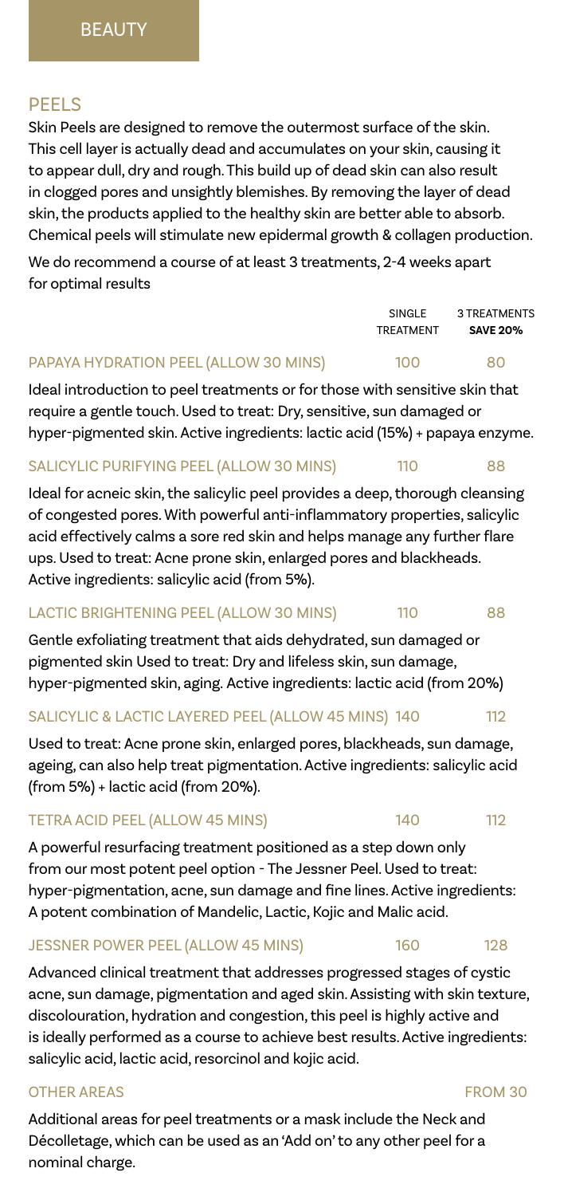# BEAUTY

## PEELS

Skin Peels are designed to remove the outermost surface of the skin. This cell layer is actually dead and accumulates on your skin, causing it to appear dull, dry and rough. This build up of dead skin can also result in clogged pores and unsightly blemishes. By removing the layer of dead skin, the products applied to the healthy skin are better able to absorb. Chemical peels will stimulate new epidermal growth & collagen production.

We do recommend a course of at least 3 treatments, 2-4 weeks apart for optimal results

| | SINGLE TREATMENT | 3 TREATMENTS **SAVE 20%** |
|---|---|---|
| PAPAYA HYDRATION PEEL (ALLOW 30 MINS) | 100 | 80 |

Ideal introduction to peel treatments or for those with sensitive skin that require a gentle touch. Used to treat: Dry, sensitive, sun damaged or hyper-pigmented skin. Active ingredients: lactic acid (15%) + papaya enzyme.

| | | |
|---|---|---|
| SALICYLIC PURIFYING PEEL (ALLOW 30 MINS) | 110 | 88 |

Ideal for acneic skin, the salicylic peel provides a deep, thorough cleansing of congested pores. With powerful anti-inflammatory properties, salicylic acid effectively calms a sore red skin and helps manage any further flare ups. Used to treat: Acne prone skin, enlarged pores and blackheads. Active ingredients: salicylic acid (from 5%).

| | | |
|---|---|---|
| LACTIC BRIGHTENING PEEL (ALLOW 30 MINS) | 110 | 88 |

Gentle exfoliating treatment that aids dehydrated, sun damaged or pigmented skin Used to treat: Dry and lifeless skin, sun damage, hyper-pigmented skin, aging. Active ingredients: lactic acid (from 20%)

| | | |
|---|---|---|
| SALICYLIC & LACTIC LAYERED PEEL (ALLOW 45 MINS) | 140 | 112 |

Used to treat: Acne prone skin, enlarged pores, blackheads, sun damage, ageing, can also help treat pigmentation. Active ingredients: salicylic acid (from 5%) + lactic acid (from 20%).

| | | |
|---|---|---|
| TETRA ACID PEEL (ALLOW 45 MINS) | 140 | 112 |

A powerful resurfacing treatment positioned as a step down only from our most potent peel option - The Jessner Peel. Used to treat: hyper-pigmentation, acne, sun damage and fine lines. Active ingredients: A potent combination of Mandelic, Lactic, Kojic and Malic acid.

| | | |
|---|---|---|
| JESSNER POWER PEEL (ALLOW 45 MINS) | 160 | 128 |

Advanced clinical treatment that addresses progressed stages of cystic acne, sun damage, pigmentation and aged skin. Assisting with skin texture, discolouration, hydration and congestion, this peel is highly active and is ideally performed as a course to achieve best results. Active ingredients: salicylic acid, lactic acid, resorcinol and kojic acid.

| | |
|---|---|
| OTHER AREAS | FROM 30 |

Additional areas for peel treatments or a mask include the Neck and Décolletage, which can be used as an 'Add on' to any other peel for a nominal charge.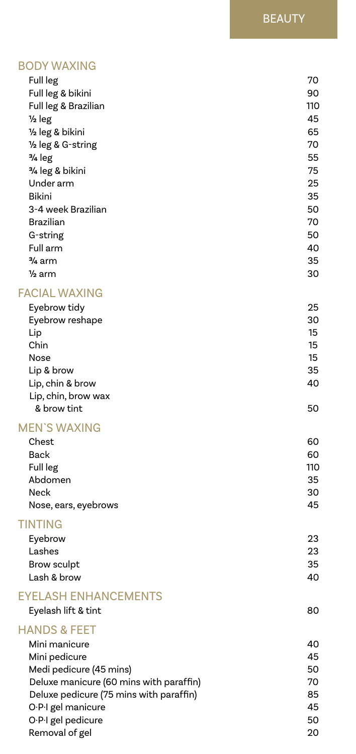# BEAUTY

## BODY WAXING

| Service | Price |
|---|---|
| Full leg | 70 |
| Full leg & bikini | 90 |
| Full leg & Brazilian | 110 |
| ½ leg | 45 |
| ½ leg & bikini | 65 |
| ½ leg & G-string | 70 |
| ¾ leg | 55 |
| ¾ leg & bikini | 75 |
| Under arm | 25 |
| Bikini | 35 |
| 3-4 week Brazilian | 50 |
| Brazilian | 70 |
| G-string | 50 |
| Full arm | 40 |
| ¾ arm | 35 |
| ½ arm | 30 |

## FACIAL WAXING

| Service | Price |
|---|---|
| Eyebrow tidy | 25 |
| Eyebrow reshape | 30 |
| Lip | 15 |
| Chin | 15 |
| Nose | 15 |
| Lip & brow | 35 |
| Lip, chin & brow | 40 |
| Lip, chin, brow wax & brow tint | 50 |

## MEN`S WAXING

| Service | Price |
|---|---|
| Chest | 60 |
| Back | 60 |
| Full leg | 110 |
| Abdomen | 35 |
| Neck | 30 |
| Nose, ears, eyebrows | 45 |

## TINTING

| Service | Price |
|---|---|
| Eyebrow | 23 |
| Lashes | 23 |
| Brow sculpt | 35 |
| Lash & brow | 40 |

## EYELASH ENHANCEMENTS

| Service | Price |
|---|---|
| Eyelash lift & tint | 80 |

## HANDS & FEET

| Service | Price |
|---|---|
| Mini manicure | 40 |
| Mini pedicure | 45 |
| Medi pedicure (45 mins) | 50 |
| Deluxe manicure (60 mins with paraffin) | 70 |
| Deluxe pedicure (75 mins with paraffin) | 85 |
| O·P·I gel manicure | 45 |
| O·P·I gel pedicure | 50 |
| Removal of gel | 20 |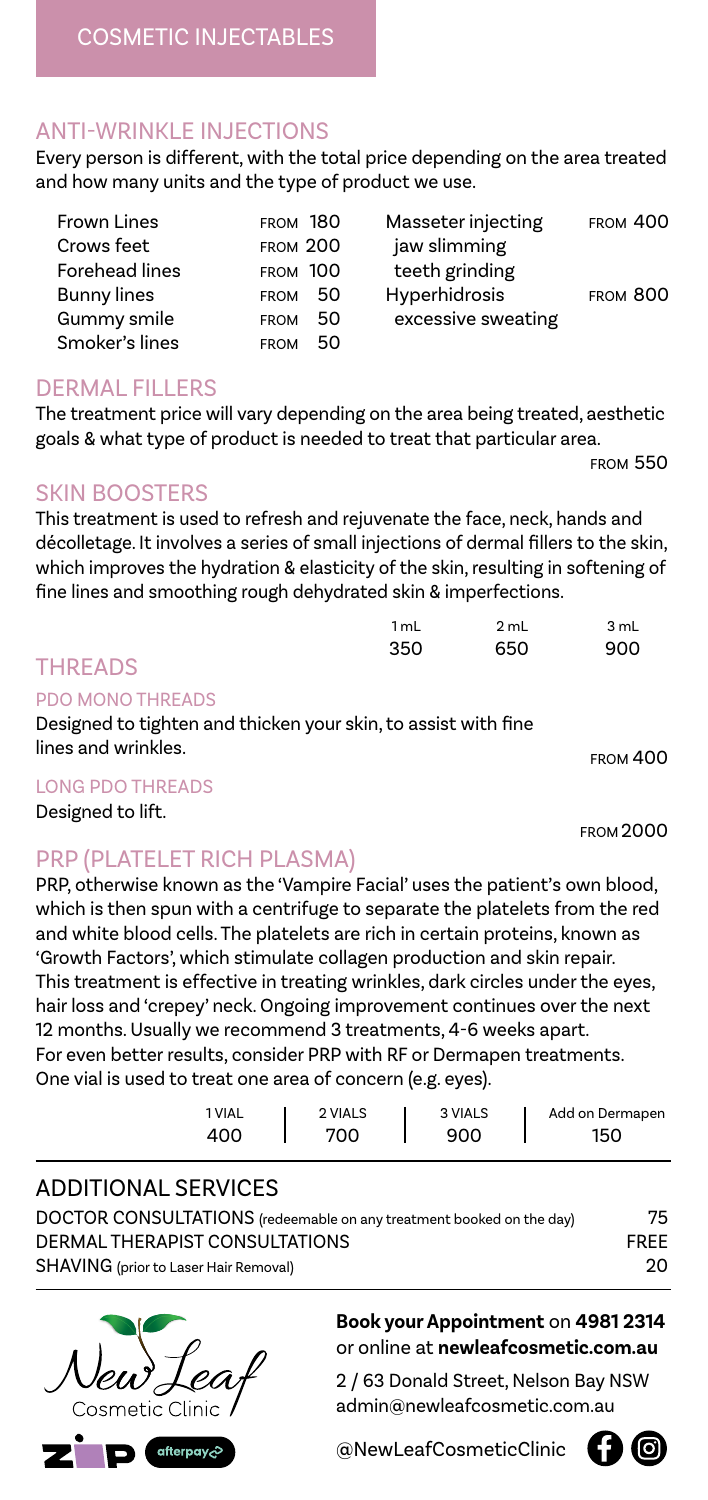# COSMETIC INJECTABLES

## ANTI-WRINKLE INJECTIONS

Every person is different, with the total price depending on the area treated and how many units and the type of product we use.

| | |
|---|---|
| Frown Lines | FROM 180 |
| Crows feet | FROM 200 |
| Forehead lines | FROM 100 |
| Bunny lines | FROM 50 |
| Gummy smile | FROM 50 |
| Smoker's lines | FROM 50 |
| Masseter injecting<br>jaw slimming<br>teeth grinding | FROM 400 |
| Hyperhidrosis<br>excessive sweating | FROM 800 |

## DERMAL FILLERS

The treatment price will vary depending on the area being treated, aesthetic goals & what type of product is needed to treat that particular area.

FROM 550

## SKIN BOOSTERS

This treatment is used to refresh and rejuvenate the face, neck, hands and décolletage. It involves a series of small injections of dermal fillers to the skin, which improves the hydration & elasticity of the skin, resulting in softening of fine lines and smoothing rough dehydrated skin & imperfections.

| 1 mL | 2 mL | 3 mL |
|---|---|---|
| 350 | 650 | 900 |

## THREADS

### PDO MONO THREADS

Designed to tighten and thicken your skin, to assist with fine lines and wrinkles.

FROM 400

### LONG PDO THREADS

Designed to lift.

FROM 2000

## PRP (PLATELET RICH PLASMA)

PRP, otherwise known as the 'Vampire Facial' uses the patient's own blood, which is then spun with a centrifuge to separate the platelets from the red and white blood cells. The platelets are rich in certain proteins, known as 'Growth Factors', which stimulate collagen production and skin repair. This treatment is effective in treating wrinkles, dark circles under the eyes, hair loss and 'crepey' neck. Ongoing improvement continues over the next 12 months. Usually we recommend 3 treatments, 4-6 weeks apart. For even better results, consider PRP with RF or Dermapen treatments. One vial is used to treat one area of concern (e.g. eyes).

| 1 VIAL | 2 VIALS | 3 VIALS | Add on Dermapen |
|---|---|---|---|
| 400 | 700 | 900 | 150 |

## ADDITIONAL SERVICES

| | |
|---|---|
| DOCTOR CONSULTATIONS (redeemable on any treatment booked on the day) | 75 |
| DERMAL THERAPIST CONSULTATIONS | FREE |
| SHAVING (prior to Laser Hair Removal) | 20 |

New Leaf Cosmetic Clinic

**Book your Appointment** on **4981 2314** or online at **newleafcosmetic.com.au**

2 / 63 Donald Street, Nelson Bay NSW
admin@newleafcosmetic.com.au

@NewLeafCosmeticClinic